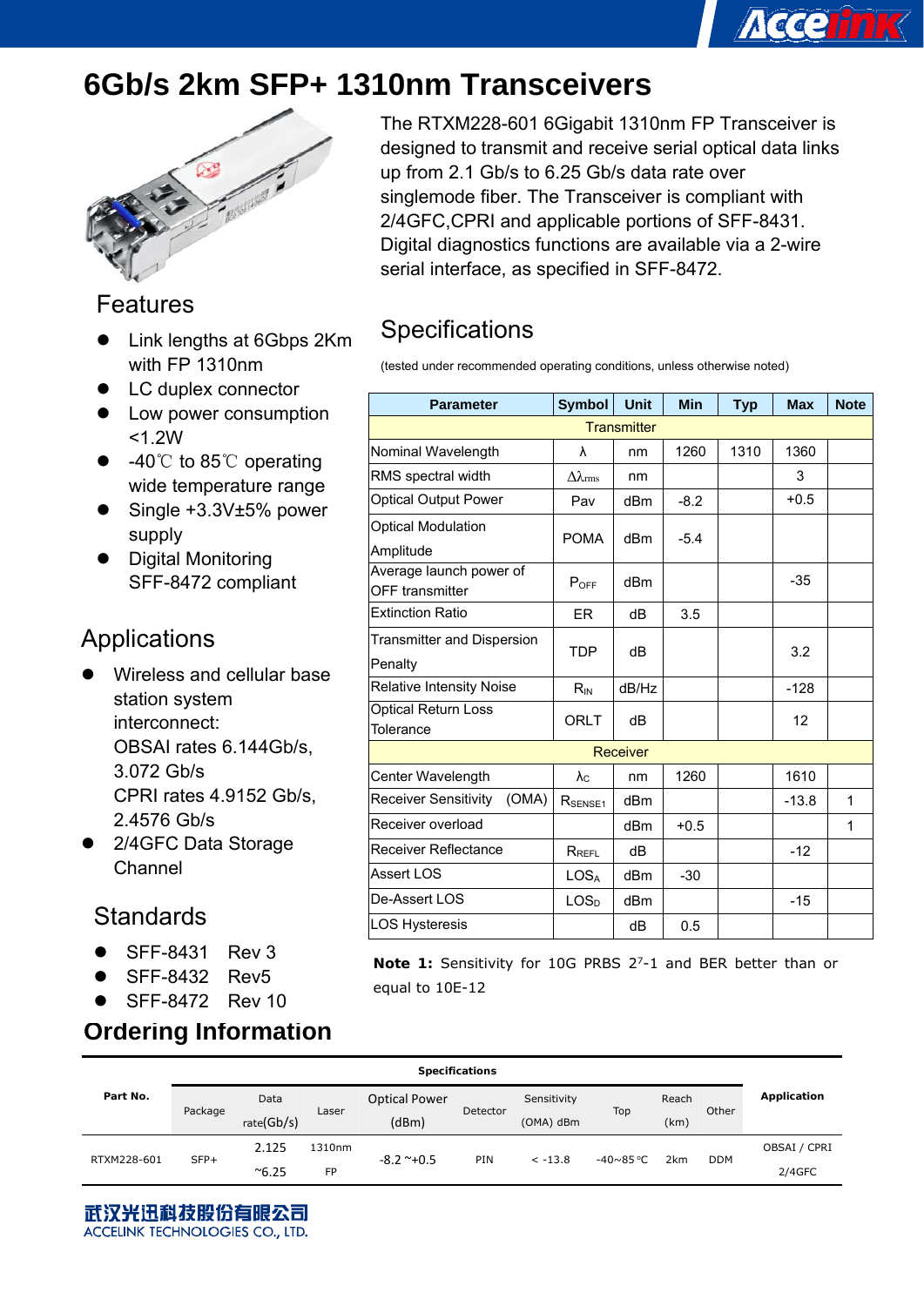# 6Gb/s 2km SFP+ 1310nm Transceivers

The RTXM228-601 6Gigabit 1310nm FP Transceiver is designed to transmit and receive serial optical data links up from 2.1 Gb/s to 6.25 Gb/s data rate over singlemode fiber. The Transceiver is compliant with 2/4GFC,CPRI and applicable portions of SFF-8431. Digital diagnostics functions are available via a 2-wire serial interface, as specified in SFF-8472.

## Features

- Link lengths at 6Gbps 2Km with FP 1310nm
- LC duplex connector
- Low power consumption <1.2W
- -40℃ to 85℃ operating wide temperature range
- Single +3.3V±5% power supply
- Digital Monitoring SFF-8472 compliant

## Applications

- Wireless and cellular base station system interconnect:
  OBSAI rates 6.144Gb/s, 3.072 Gb/s
  CPRI rates 4.9152 Gb/s, 2.4576 Gb/s
- 2/4GFC Data Storage Channel

## Standards

- SFF-8431 Rev 3
- SFF-8432 Rev5
- SFF-8472 Rev 10

## Specifications

(tested under recommended operating conditions, unless otherwise noted)

| Parameter | Symbol | Unit | Min | Typ | Max | Note |
|---|---|---|---|---|---|---|
| **Transmitter** | | | | | | |
| Nominal Wavelength | λ | nm | 1260 | 1310 | 1360 | |
| RMS spectral width | $\Delta\lambda_{rms}$ | nm | | | 3 | |
| Optical Output Power | Pav | dBm | -8.2 | | +0.5 | |
| Optical Modulation Amplitude | POMA | dBm | -5.4 | | | |
| Average launch power of OFF transmitter | $P_{OFF}$ | dBm | | | -35 | |
| Extinction Ratio | ER | dB | 3.5 | | | |
| Transmitter and Dispersion Penalty | TDP | dB | | | 3.2 | |
| Relative Intensity Noise | $R_{IN}$ | dB/Hz | | | -128 | |
| Optical Return Loss Tolerance | ORLT | dB | | | 12 | |
| **Receiver** | | | | | | |
| Center Wavelength | $\lambda_C$ | nm | 1260 | | 1610 | |
| Receiver Sensitivity (OMA) | $R_{SENSE1}$ | dBm | | | -13.8 | 1 |
| Receiver overload | | dBm | +0.5 | | | 1 |
| Receiver Reflectance | $R_{REFL}$ | dB | | | -12 | |
| Assert LOS | $LOS_A$ | dBm | -30 | | | |
| De-Assert LOS | $LOS_D$ | dBm | | | -15 | |
| LOS Hysteresis | | dB | 0.5 | | | |

**Note 1:** Sensitivity for 10G PRBS $2^7$-1 and BER better than or equal to 10E-12

## Ordering Information

| Part No. | Specifications | | | | | | | | | Application |
|---|---|---|---|---|---|---|---|---|---|---|
| | Package | Data rate(Gb/s) | Laser | Optical Power (dBm) | Detector | Sensitivity (OMA) dBm | Top | Reach (km) | Other | |
| RTXM228-601 | SFP+ | 2.125 ~6.25 | 1310nm FP | -8.2 ~+0.5 | PIN | < -13.8 | -40~85 ℃ | 2km | DDM | OBSAI / CPRI 2/4GFC |

武汉光迅科技股份有限公司
ACCELINK TECHNOLOGIES CO., LTD.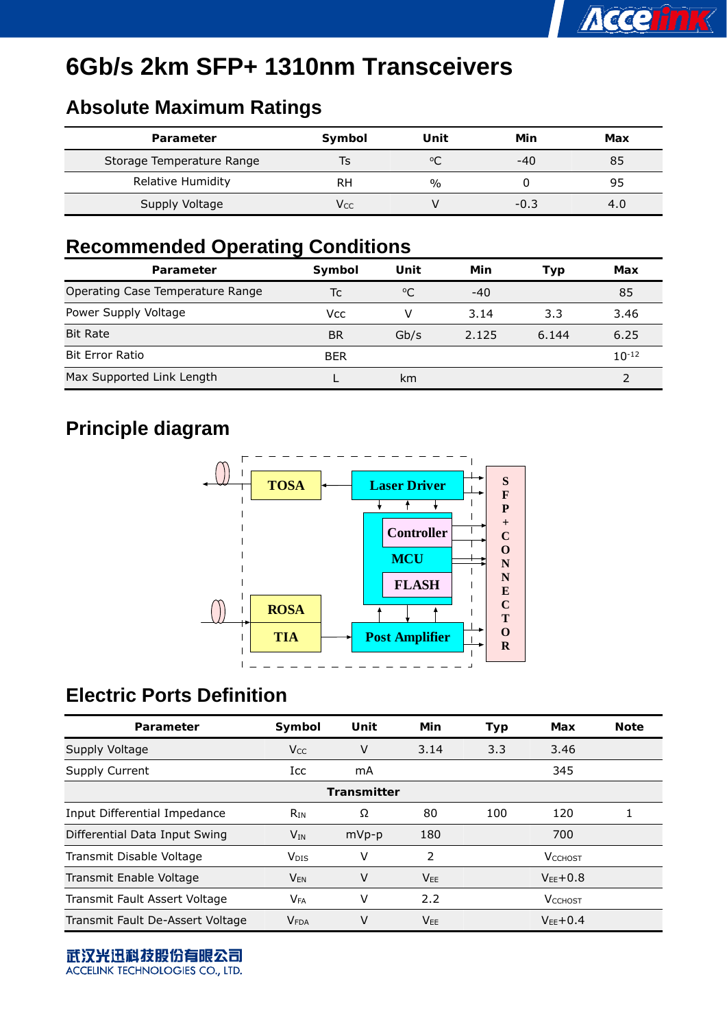# 6Gb/s 2km SFP+ 1310nm Transceivers

## Absolute Maximum Ratings

| Parameter | Symbol | Unit | Min | Max |
|---|---|---|---|---|
| Storage Temperature Range | Ts | ℃ | -40 | 85 |
| Relative Humidity | RH | % | 0 | 95 |
| Supply Voltage | $V_{CC}$ | V | -0.3 | 4.0 |

## Recommended Operating Conditions

| Parameter | Symbol | Unit | Min | Typ | Max |
|---|---|---|---|---|---|
| Operating Case Temperature Range | Tc | ℃ | -40 | | 85 |
| Power Supply Voltage | Vcc | V | 3.14 | 3.3 | 3.46 |
| Bit Rate | BR | Gb/s | 2.125 | 6.144 | 6.25 |
| Bit Error Ratio | BER | | | | $10^{-12}$ |
| Max Supported Link Length | L | km | | | 2 |

## Principle diagram

TOSA
Laser Driver
Controller
MCU
FLASH
ROSA
TIA
Post Amplifier
SFP+ CONNECTOR

## Electric Ports Definition

| Parameter | Symbol | Unit | Min | Typ | Max | Note |
|---|---|---|---|---|---|---|
| Supply Voltage | $V_{CC}$ | V | 3.14 | 3.3 | 3.46 | |
| Supply Current | Icc | mA | | | 345 | |
| **Transmitter** | | | | | | |
| Input Differential Impedance | $R_{IN}$ | Ω | 80 | 100 | 120 | 1 |
| Differential Data Input Swing | $V_{IN}$ | mVp-p | 180 | | 700 | |
| Transmit Disable Voltage | $V_{DIS}$ | V | 2 | | $V_{CCHOST}$ | |
| Transmit Enable Voltage | $V_{EN}$ | V | $V_{EE}$ | | $V_{EE}$+0.8 | |
| Transmit Fault Assert Voltage | $V_{FA}$ | V | 2.2 | | $V_{CCHOST}$ | |
| Transmit Fault De-Assert Voltage | $V_{FDA}$ | V | $V_{EE}$ | | $V_{EE}$+0.4 | |